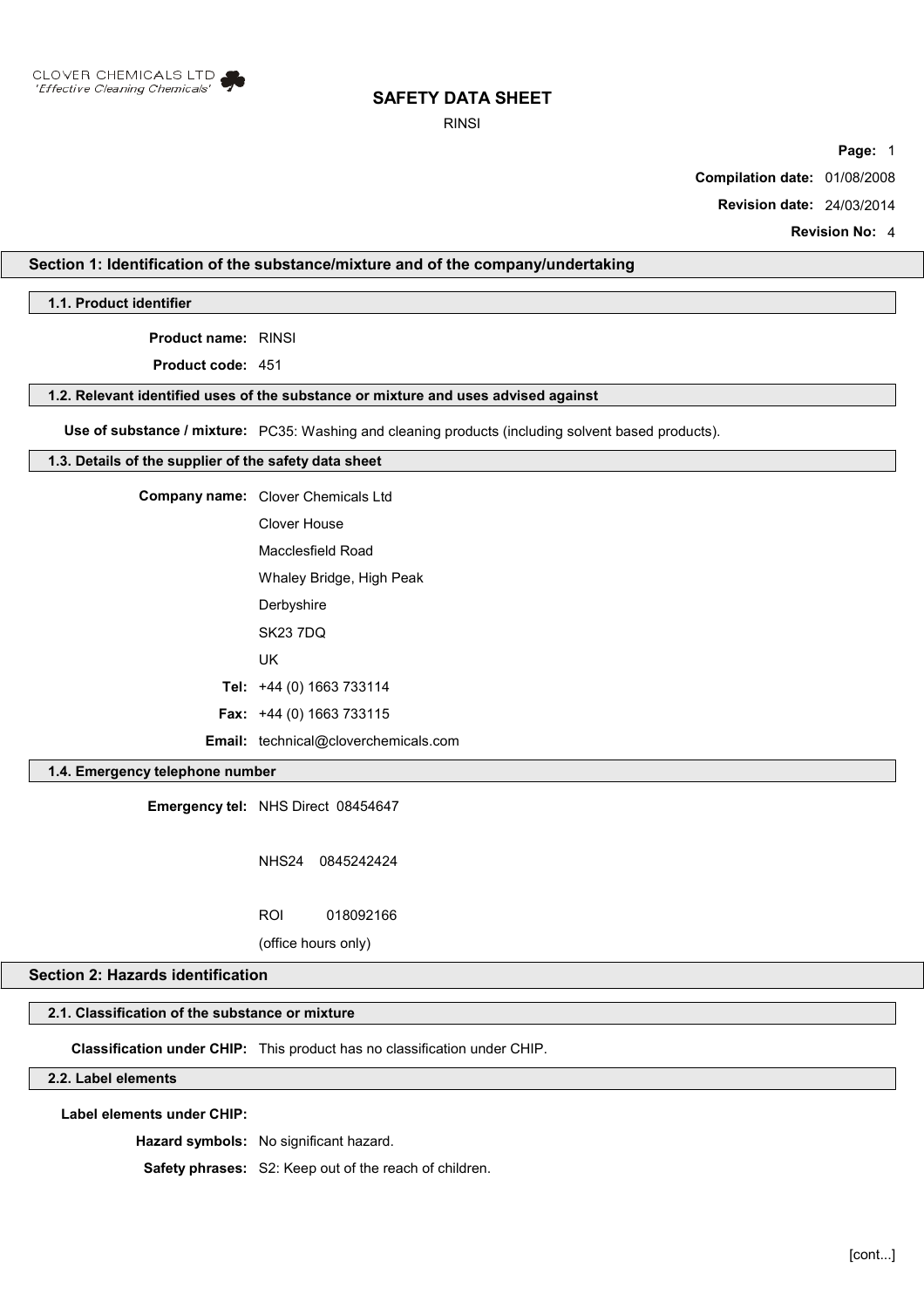CLOVER CHEMICALS LTD
*'Effective Cleaning Chemicals'*

# SAFETY DATA SHEET

RINSI

**Compilation date:** 01/08/2008

**Revision date:** 24/03/2014

**Revision No:** 4

## Section 1: Identification of the substance/mixture and of the company/undertaking

### 1.1. Product identifier

**Product name:** RINSI

**Product code:** 451

### 1.2. Relevant identified uses of the substance or mixture and uses advised against

**Use of substance / mixture:** PC35: Washing and cleaning products (including solvent based products).

### 1.3. Details of the supplier of the safety data sheet

**Company name:** Clover Chemicals Ltd
Clover House
Macclesfield Road
Whaley Bridge, High Peak
Derbyshire
SK23 7DQ
UK

**Tel:** +44 (0) 1663 733114

**Fax:** +44 (0) 1663 733115

**Email:** technical@cloverchemicals.com

### 1.4. Emergency telephone number

**Emergency tel:** NHS Direct 08454647

NHS24 0845242424

ROI 018092166

(office hours only)

## Section 2: Hazards identification

### 2.1. Classification of the substance or mixture

**Classification under CHIP:** This product has no classification under CHIP.

### 2.2. Label elements

**Label elements under CHIP:**

**Hazard symbols:** No significant hazard.

**Safety phrases:** S2: Keep out of the reach of children.

[cont...]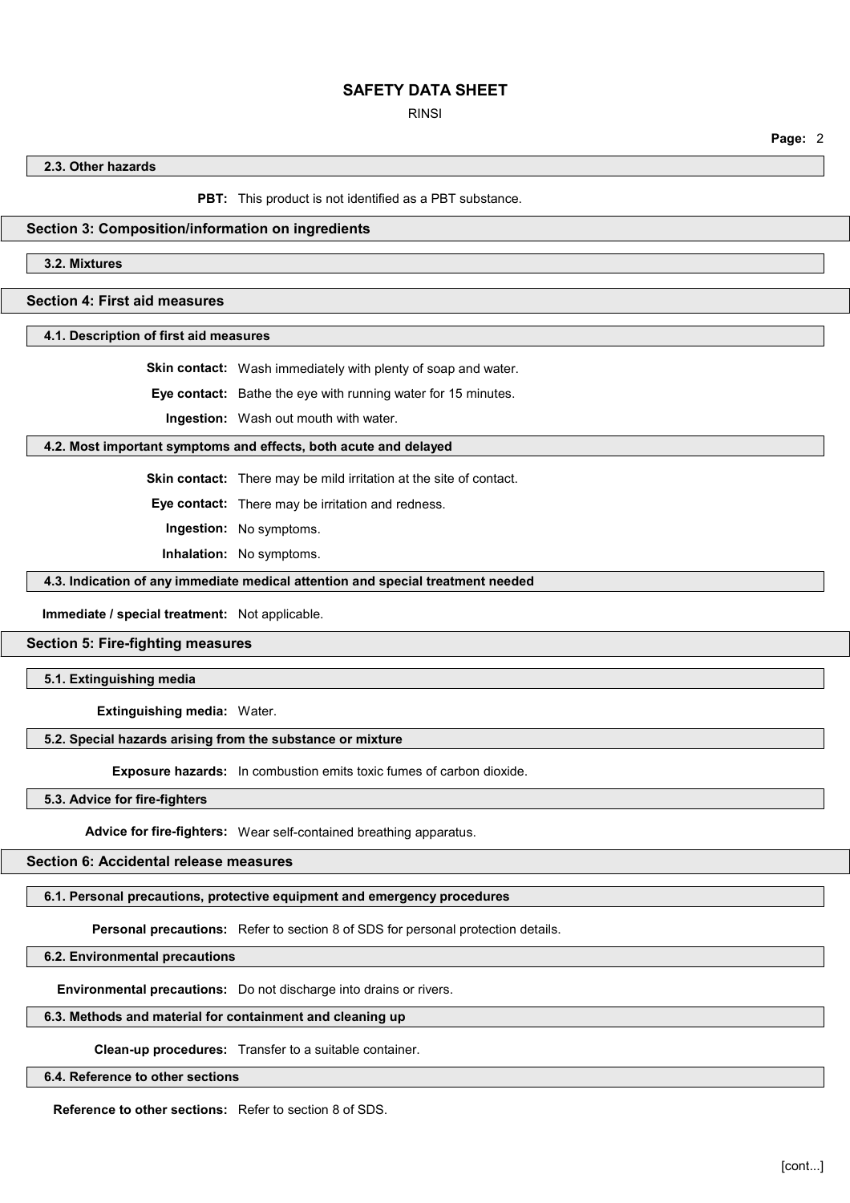### 2.3. Other hazards

**PBT:** This product is not identified as a PBT substance.

## Section 3: Composition/information on ingredients

### 3.2. Mixtures

## Section 4: First aid measures

### 4.1. Description of first aid measures

**Skin contact:** Wash immediately with plenty of soap and water.

**Eye contact:** Bathe the eye with running water for 15 minutes.

**Ingestion:** Wash out mouth with water.

### 4.2. Most important symptoms and effects, both acute and delayed

**Skin contact:** There may be mild irritation at the site of contact.

**Eye contact:** There may be irritation and redness.

**Ingestion:** No symptoms.

**Inhalation:** No symptoms.

### 4.3. Indication of any immediate medical attention and special treatment needed

**Immediate / special treatment:** Not applicable.

## Section 5: Fire-fighting measures

### 5.1. Extinguishing media

**Extinguishing media:** Water.

### 5.2. Special hazards arising from the substance or mixture

**Exposure hazards:** In combustion emits toxic fumes of carbon dioxide.

### 5.3. Advice for fire-fighters

**Advice for fire-fighters:** Wear self-contained breathing apparatus.

## Section 6: Accidental release measures

### 6.1. Personal precautions, protective equipment and emergency procedures

**Personal precautions:** Refer to section 8 of SDS for personal protection details.

### 6.2. Environmental precautions

**Environmental precautions:** Do not discharge into drains or rivers.

### 6.3. Methods and material for containment and cleaning up

**Clean-up procedures:** Transfer to a suitable container.

### 6.4. Reference to other sections

**Reference to other sections:** Refer to section 8 of SDS.

[cont...]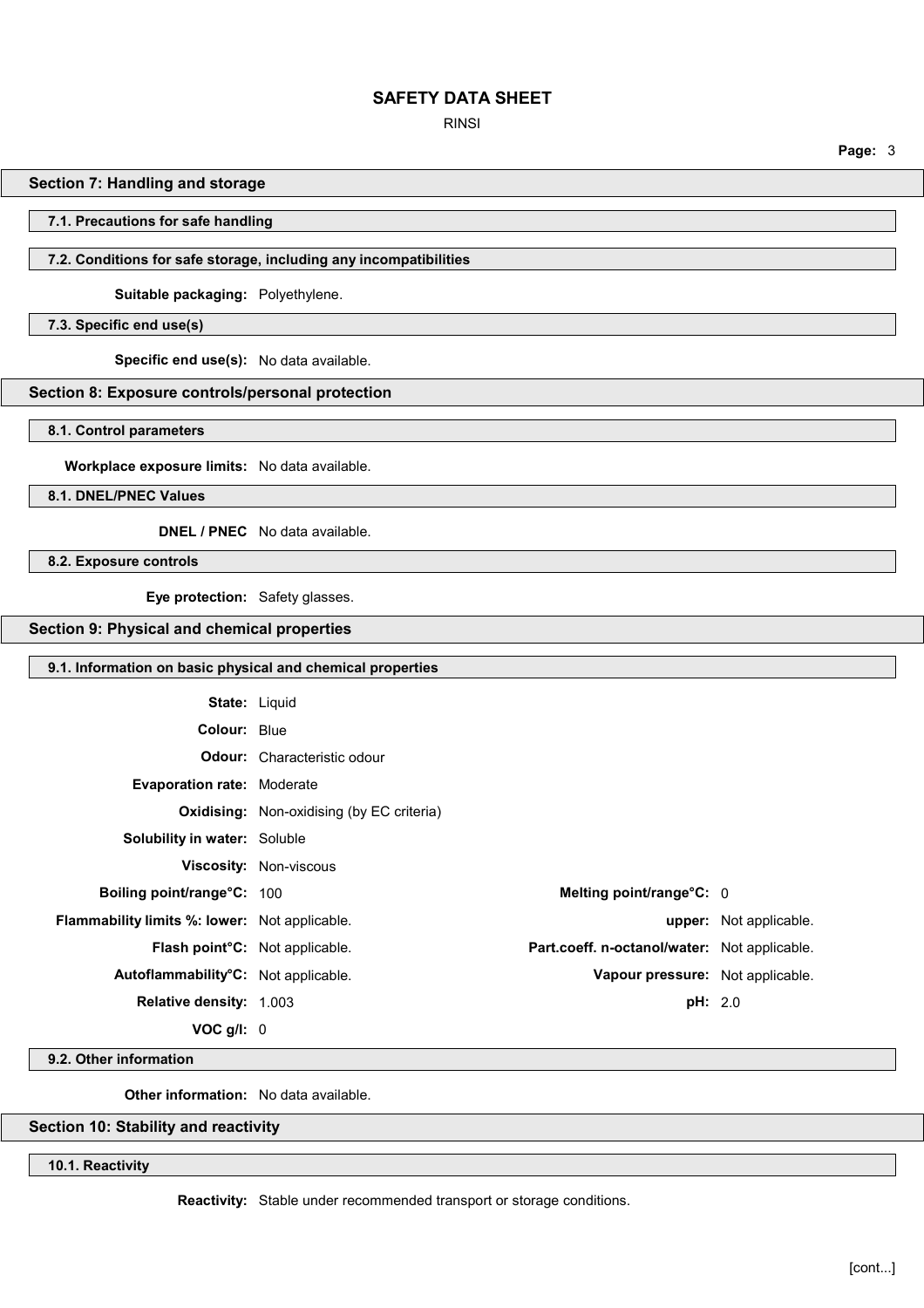## Section 7: Handling and storage

### 7.1. Precautions for safe handling

### 7.2. Conditions for safe storage, including any incompatibilities

**Suitable packaging:** Polyethylene.

### 7.3. Specific end use(s)

**Specific end use(s):** No data available.

## Section 8: Exposure controls/personal protection

### 8.1. Control parameters

**Workplace exposure limits:** No data available.

### 8.1. DNEL/PNEC Values

**DNEL / PNEC** No data available.

### 8.2. Exposure controls

**Eye protection:** Safety glasses.

## Section 9: Physical and chemical properties

### 9.1. Information on basic physical and chemical properties

**State:** Liquid

**Colour:** Blue

**Odour:** Characteristic odour

**Evaporation rate:** Moderate

**Oxidising:** Non-oxidising (by EC criteria)

**Solubility in water:** Soluble

**Viscosity:** Non-viscous

| | | | |
|---|---|---|---|
| **Boiling point/range°C:** | 100 | **Melting point/range°C:** | 0 |
| **Flammability limits %: lower:** | Not applicable. | **upper:** | Not applicable. |
| **Flash point°C:** | Not applicable. | **Part.coeff. n-octanol/water:** | Not applicable. |
| **Autoflammability°C:** | Not applicable. | **Vapour pressure:** | Not applicable. |
| **Relative density:** | 1.003 | **pH:** | 2.0 |
| **VOC g/l:** | 0 | | |

### 9.2. Other information

**Other information:** No data available.

## Section 10: Stability and reactivity

### 10.1. Reactivity

**Reactivity:** Stable under recommended transport or storage conditions.

[cont...]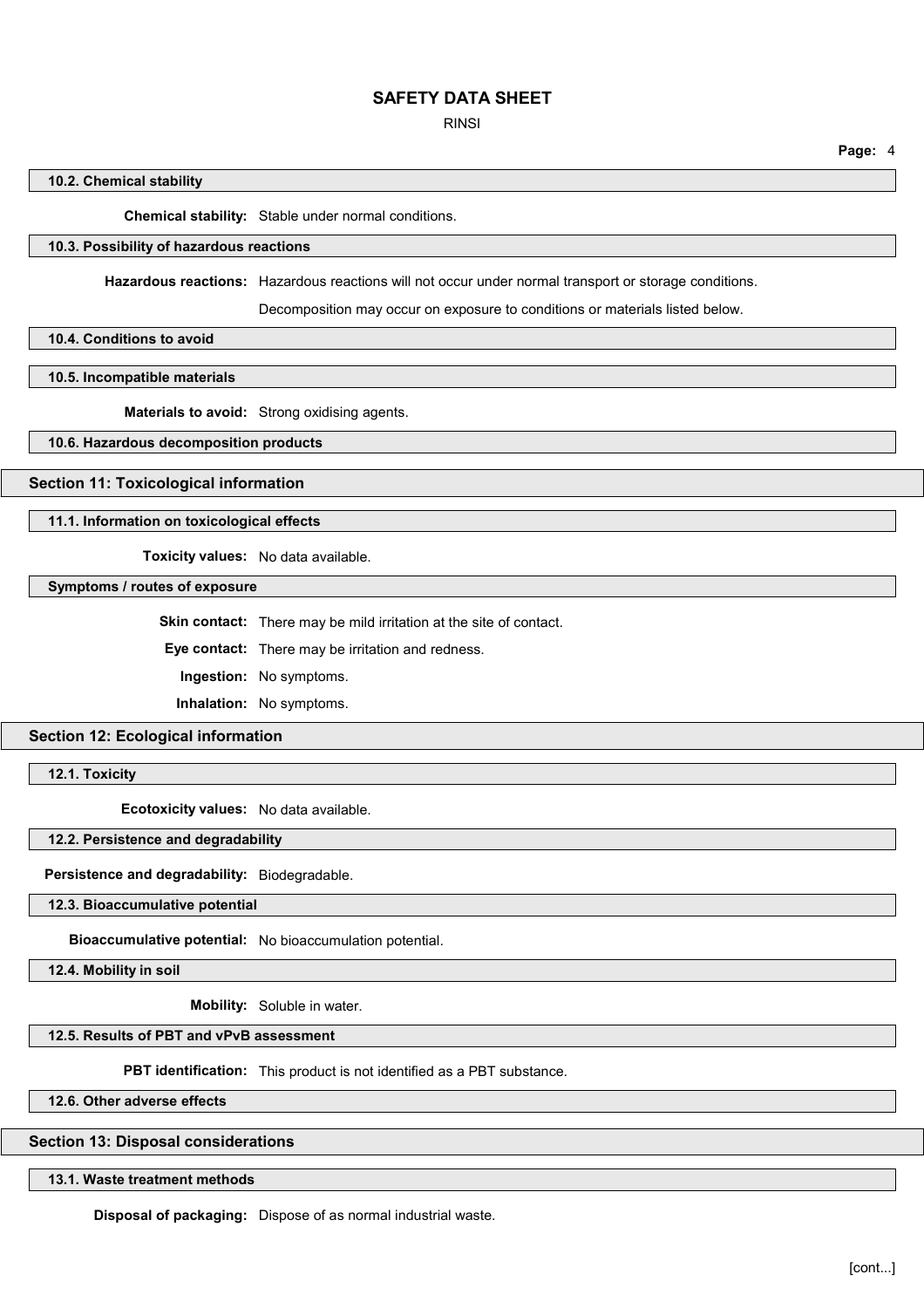### 10.2. Chemical stability

**Chemical stability:** Stable under normal conditions.

### 10.3. Possibility of hazardous reactions

**Hazardous reactions:** Hazardous reactions will not occur under normal transport or storage conditions.

Decomposition may occur on exposure to conditions or materials listed below.

### 10.4. Conditions to avoid

### 10.5. Incompatible materials

**Materials to avoid:** Strong oxidising agents.

### 10.6. Hazardous decomposition products

## Section 11: Toxicological information

### 11.1. Information on toxicological effects

**Toxicity values:** No data available.

### Symptoms / routes of exposure

**Skin contact:** There may be mild irritation at the site of contact.

**Eye contact:** There may be irritation and redness.

**Ingestion:** No symptoms.

**Inhalation:** No symptoms.

## Section 12: Ecological information

### 12.1. Toxicity

**Ecotoxicity values:** No data available.

### 12.2. Persistence and degradability

**Persistence and degradability:** Biodegradable.

### 12.3. Bioaccumulative potential

**Bioaccumulative potential:** No bioaccumulation potential.

### 12.4. Mobility in soil

**Mobility:** Soluble in water.

### 12.5. Results of PBT and vPvB assessment

**PBT identification:** This product is not identified as a PBT substance.

### 12.6. Other adverse effects

## Section 13: Disposal considerations

### 13.1. Waste treatment methods

**Disposal of packaging:** Dispose of as normal industrial waste.

[cont...]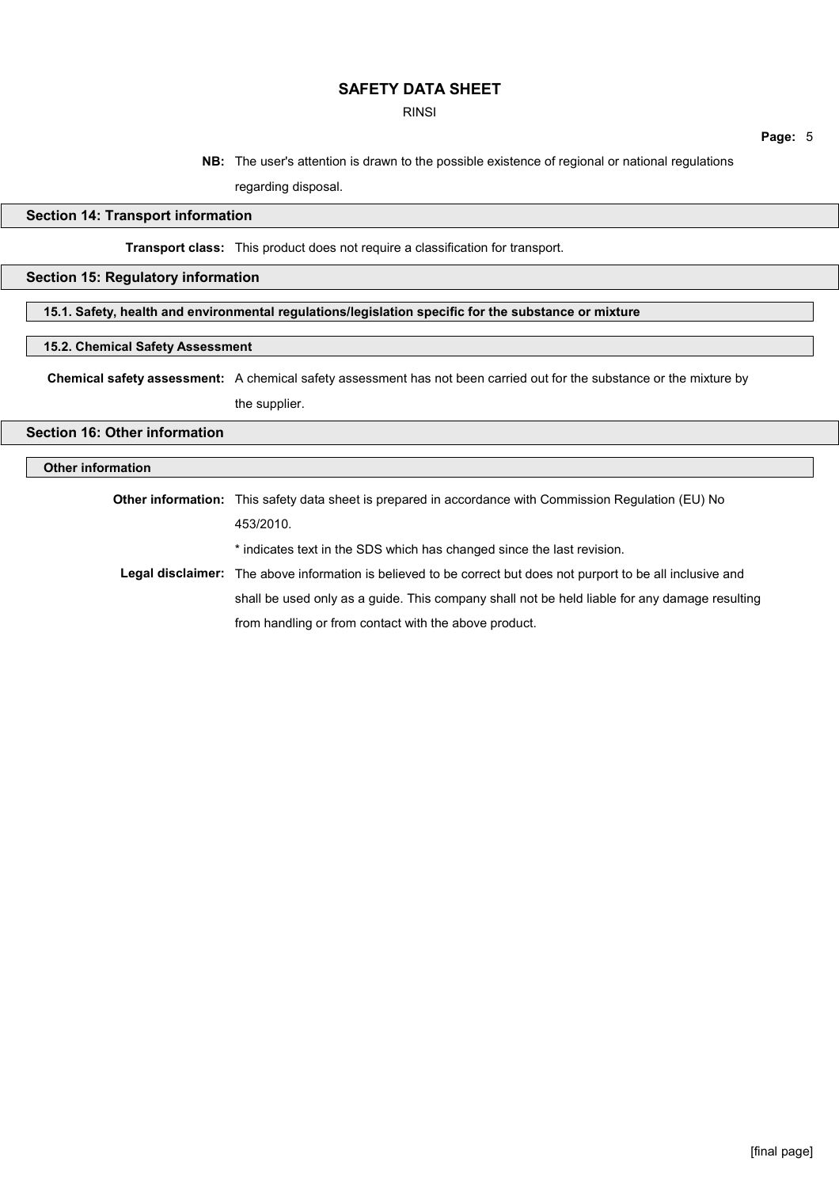**NB:** The user's attention is drawn to the possible existence of regional or national regulations regarding disposal.

## Section 14: Transport information

**Transport class:** This product does not require a classification for transport.

## Section 15: Regulatory information

### 15.1. Safety, health and environmental regulations/legislation specific for the substance or mixture

### 15.2. Chemical Safety Assessment

**Chemical safety assessment:** A chemical safety assessment has not been carried out for the substance or the mixture by the supplier.

## Section 16: Other information

### Other information

**Other information:** This safety data sheet is prepared in accordance with Commission Regulation (EU) No 453/2010.

* indicates text in the SDS which has changed since the last revision.

**Legal disclaimer:** The above information is believed to be correct but does not purport to be all inclusive and shall be used only as a guide. This company shall not be held liable for any damage resulting from handling or from contact with the above product.

[final page]